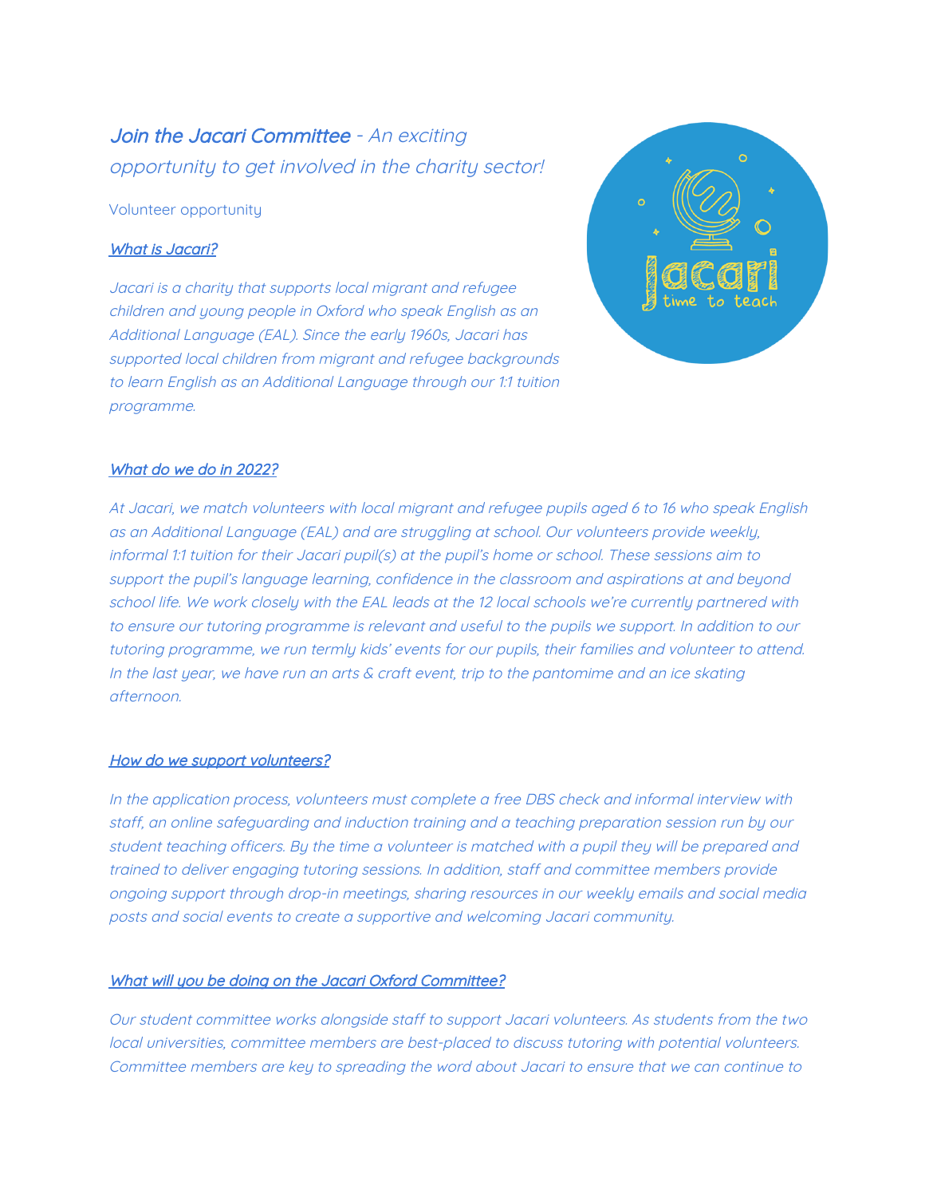# *Join the Jacari Committee - An exciting opportunity to get involved in the charity sector!*

Volunteer opportunity

### *What is Jacari?*

*Jacari is a charity that supports local migrant and refugee children and young people in Oxford who speak English as an Additional Language (EAL). Since the early 1960s, Jacari has supported local children from migrant and refugee backgrounds to learn English as an Additional Language through our 1:1 tuition programme.*

### *What do we do in 2022?*

*At Jacari, we match volunteers with local migrant and refugee pupils aged 6 to 16 who speak English as an Additional Language (EAL) and are struggling at school. Our volunteers provide weekly, informal 1:1 tuition for their Jacari pupil(s) at the pupil's home or school. These sessions aim to support the pupil's language learning, confidence in the classroom and aspirations at and beyond school life. We work closely with the EAL leads at the 12 local schools we're currently partnered with to ensure our tutoring programme is relevant and useful to the pupils we support. In addition to our tutoring programme, we run termly kids' events for our pupils, their families and volunteer to attend. In the last year, we have run an arts & craft event, trip to the pantomime and an ice skating afternoon.*

### *How do we support volunteers?*

*In the application process, volunteers must complete a free DBS check and informal interview with staff, an online safeguarding and induction training and a teaching preparation session run by our student teaching officers. By the time a volunteer is matched with a pupil they will be prepared and trained to deliver engaging tutoring sessions. In addition, staff and committee members provide ongoing support through drop-in meetings, sharing resources in our weekly emails and social media posts and social events to create a supportive and welcoming Jacari community.*

### *What will you be doing on the Jacari Oxford Committee?*

*Our student committee works alongside staff to support Jacari volunteers. As students from the two local universities, committee members are best-placed to discuss tutoring with potential volunteers. Committee members are key to spreading the word about Jacari to ensure that we can continue to*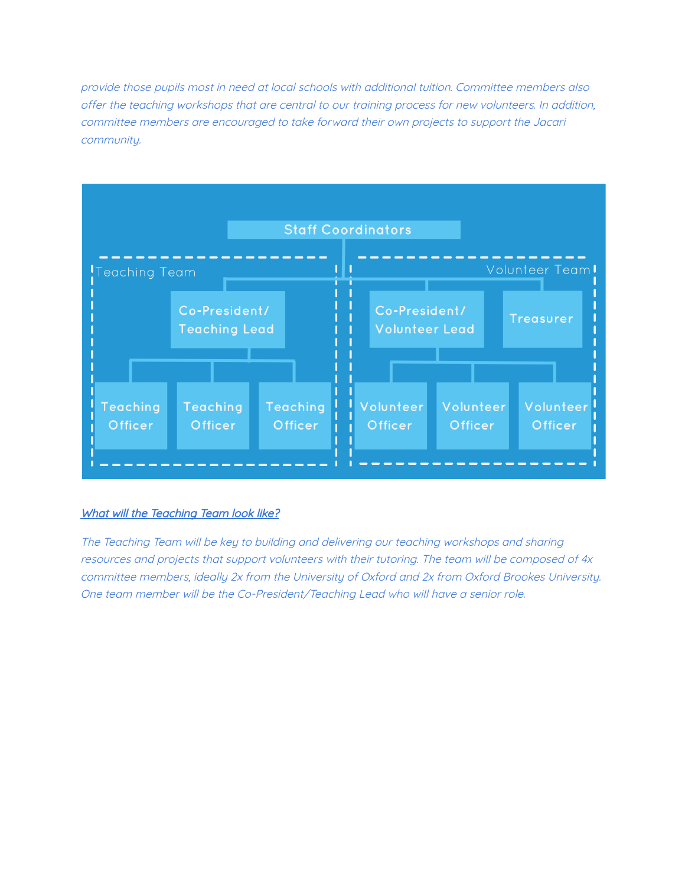*provide those pupils most in need at local schools with additional tuition. Committee members also offer the teaching workshops that are central to our training process for new volunteers. In addition, committee members are encouraged to take forward their own projects to support the Jacari community.*

**Staff Coordinators**

- **Teaching Team**
  - Co-President/ Teaching Lead
    - Teaching Officer
    - Teaching Officer
    - Teaching Officer
- **Volunteer Team**
  - Co-President/ Volunteer Lead
    - Volunteer Officer
    - Volunteer Officer
    - Volunteer Officer
  - Treasurer

***What will the Teaching Team look like?***

*The Teaching Team will be key to building and delivering our teaching workshops and sharing resources and projects that support volunteers with their tutoring. The team will be composed of 4x committee members, ideally 2x from the University of Oxford and 2x from Oxford Brookes University. One team member will be the Co-President/Teaching Lead who will have a senior role.*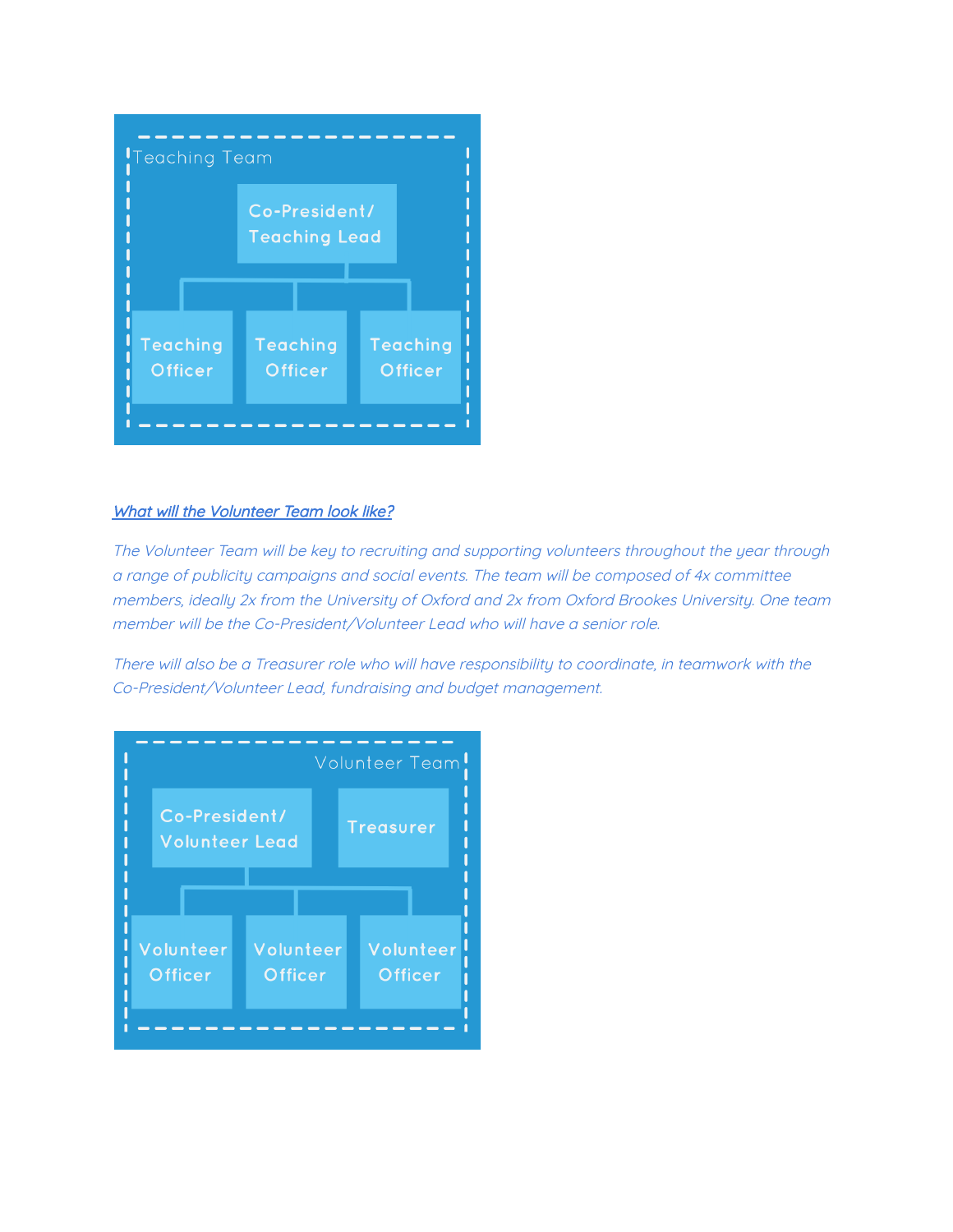Teaching Team

Co-President/ Teaching Lead

Teaching Officer | Teaching Officer | Teaching Officer

***What will the Volunteer Team look like?***

*The Volunteer Team will be key to recruiting and supporting volunteers throughout the year through a range of publicity campaigns and social events. The team will be composed of 4x committee members, ideally 2x from the University of Oxford and 2x from Oxford Brookes University. One team member will be the Co-President/Volunteer Lead who will have a senior role.*

*There will also be a Treasurer role who will have responsibility to coordinate, in teamwork with the Co-President/Volunteer Lead, fundraising and budget management.*

Volunteer Team

Co-President/ Volunteer Lead | Treasurer

Volunteer Officer | Volunteer Officer | Volunteer Officer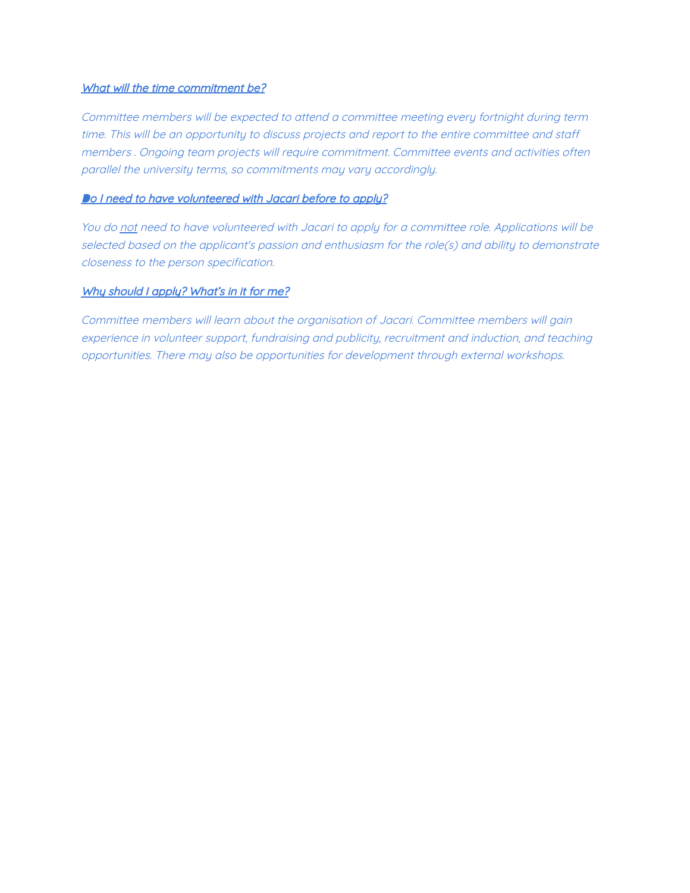***What will the time commitment be?***

*Committee members will be expected to attend a committee meeting every fortnight during term time. This will be an opportunity to discuss projects and report to the entire committee and staff members . Ongoing team projects will require commitment. Committee events and activities often parallel the university terms, so commitments may vary accordingly.*

***Do I need to have volunteered with Jacari before to apply?***

*You do not need to have volunteered with Jacari to apply for a committee role. Applications will be selected based on the applicant's passion and enthusiasm for the role(s) and ability to demonstrate closeness to the person specification.*

***Why should I apply? What's in it for me?***

*Committee members will learn about the organisation of Jacari. Committee members will gain experience in volunteer support, fundraising and publicity, recruitment and induction, and teaching opportunities. There may also be opportunities for development through external workshops.*